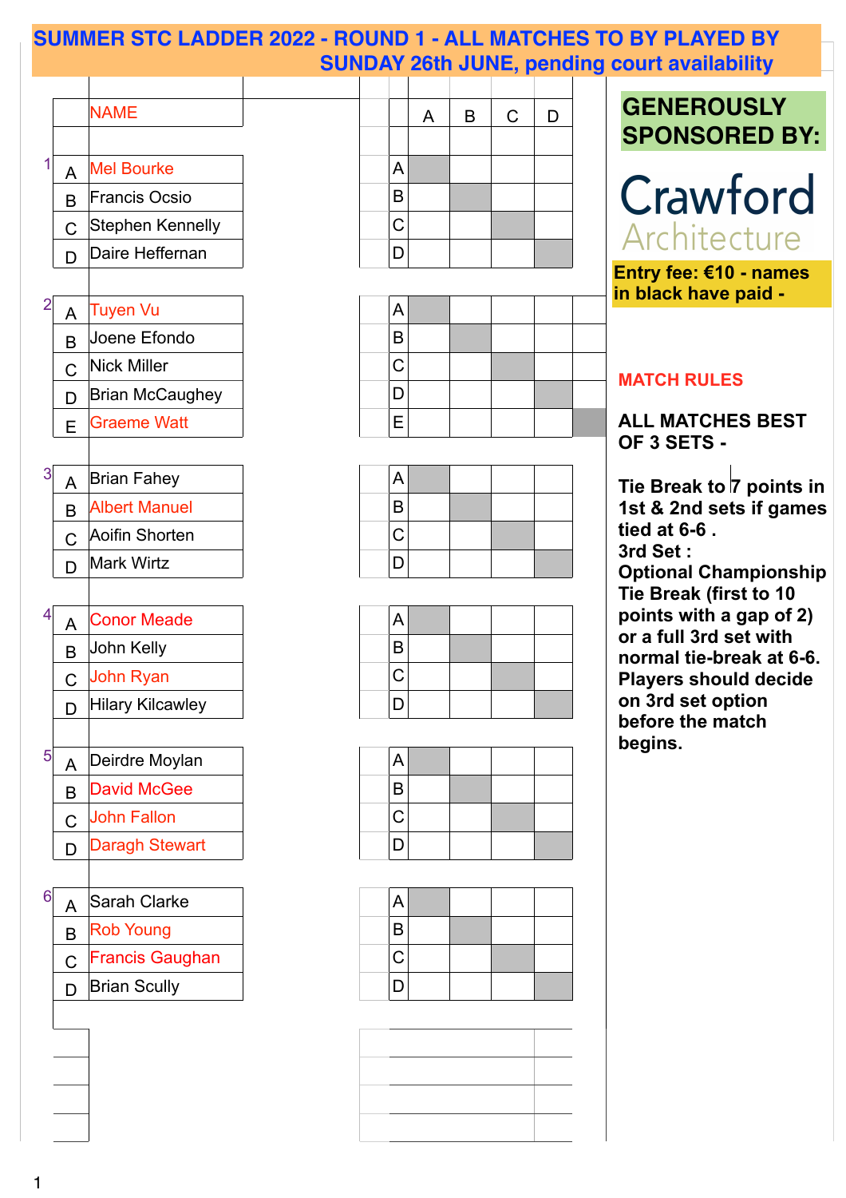# SUMMER STC LADDER 2022 - ROUND 1 - ALL MATCHES TO BY PLAYED BY SUNDAY 26th JUNE, pending court availability

| | | NAME | | A | B | C | D |
|---|---|---|---|---|---|---|---|
| 1 | A | Mel Bourke | A | | | | |
| | B | Francis Ocsio | B | | | | |
| | C | Stephen Kennelly | C | | | | |
| | D | Daire Heffernan | D | | | | |
| 2 | A | Tuyen Vu | A | | | | |
| | B | Joene Efondo | B | | | | |
| | C | Nick Miller | C | | | | |
| | D | Brian McCaughey | D | | | | |
| | E | Graeme Watt | E | | | | |
| 3 | A | Brian Fahey | A | | | | |
| | B | Albert Manuel | B | | | | |
| | C | Aoifin Shorten | C | | | | |
| | D | Mark Wirtz | D | | | | |
| 4 | A | Conor Meade | A | | | | |
| | B | John Kelly | B | | | | |
| | C | John Ryan | C | | | | |
| | D | Hilary Kilcawley | D | | | | |
| 5 | A | Deirdre Moylan | A | | | | |
| | B | David McGee | B | | | | |
| | C | John Fallon | C | | | | |
| | D | Daragh Stewart | D | | | | |
| 6 | A | Sarah Clarke | A | | | | |
| | B | Rob Young | B | | | | |
| | C | Francis Gaughan | C | | | | |
| | D | Brian Scully | D | | | | |

**GENEROUSLY SPONSORED BY:**

Crawford Architecture

**Entry fee: €10 - names in black have paid -**

**MATCH RULES**

**ALL MATCHES BEST OF 3 SETS -**

**Tie Break to 7 points in 1st & 2nd sets if games tied at 6-6 .**
**3rd Set :**
**Optional Championship Tie Break (first to 10 points with a gap of 2) or a full 3rd set with normal tie-break at 6-6.**
**Players should decide on 3rd set option before the match begins.**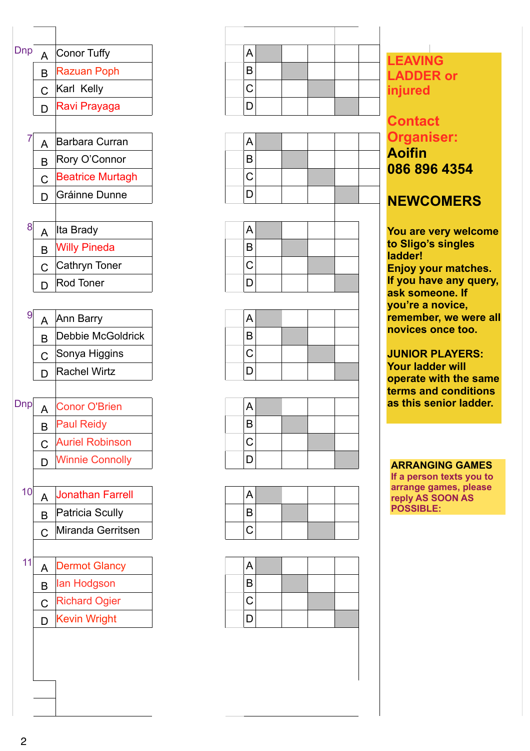| Box | | Player | A | B | C | D |
|---|---|---|---|---|---|---|
| Dnp | A | Conor Tuffy | | | | |
| | B | Razuan Poph | | | | |
| | C | Karl Kelly | | | | |
| | D | Ravi Prayaga | | | | |

| Box | | Player | A | B | C | D |
|---|---|---|---|---|---|---|
| 7 | A | Barbara Curran | | | | |
| | B | Rory O'Connor | | | | |
| | C | Beatrice Murtagh | | | | |
| | D | Gráinne Dunne | | | | |

| Box | | Player | A | B | C | D |
|---|---|---|---|---|---|---|
| 8 | A | Ita Brady | | | | |
| | B | Willy Pineda | | | | |
| | C | Cathryn Toner | | | | |
| | D | Rod Toner | | | | |

| Box | | Player | A | B | C | D |
|---|---|---|---|---|---|---|
| 9 | A | Ann Barry | | | | |
| | B | Debbie McGoldrick | | | | |
| | C | Sonya Higgins | | | | |
| | D | Rachel Wirtz | | | | |

| Box | | Player | A | B | C | D |
|---|---|---|---|---|---|---|
| Dnp | A | Conor O'Brien | | | | |
| | B | Paul Reidy | | | | |
| | C | Auriel Robinson | | | | |
| | D | Winnie Connolly | | | | |

| Box | | Player | A | B | C |
|---|---|---|---|---|---|
| 10 | A | Jonathan Farrell | | | |
| | B | Patricia Scully | | | |
| | C | Miranda Gerritsen | | | |

| Box | | Player | A | B | C | D |
|---|---|---|---|---|---|---|
| 11 | A | Dermot Glancy | | | | |
| | B | Ian Hodgson | | | | |
| | C | Richard Ogier | | | | |
| | D | Kevin Wright | | | | |

**LEAVING LADDER or injured**

**Contact Organiser:**
**Aoifin**
**086 896 4354**

**NEWCOMERS**

**You are very welcome to Sligo's singles ladder! Enjoy your matches. If you have any query, ask someone. If you're a novice, remember, we were all novices once too.**

**JUNIOR PLAYERS: Your ladder will operate with the same terms and conditions as this senior ladder.**

**ARRANGING GAMES**
**If a person texts you to arrange games, please reply AS SOON AS POSSIBLE:**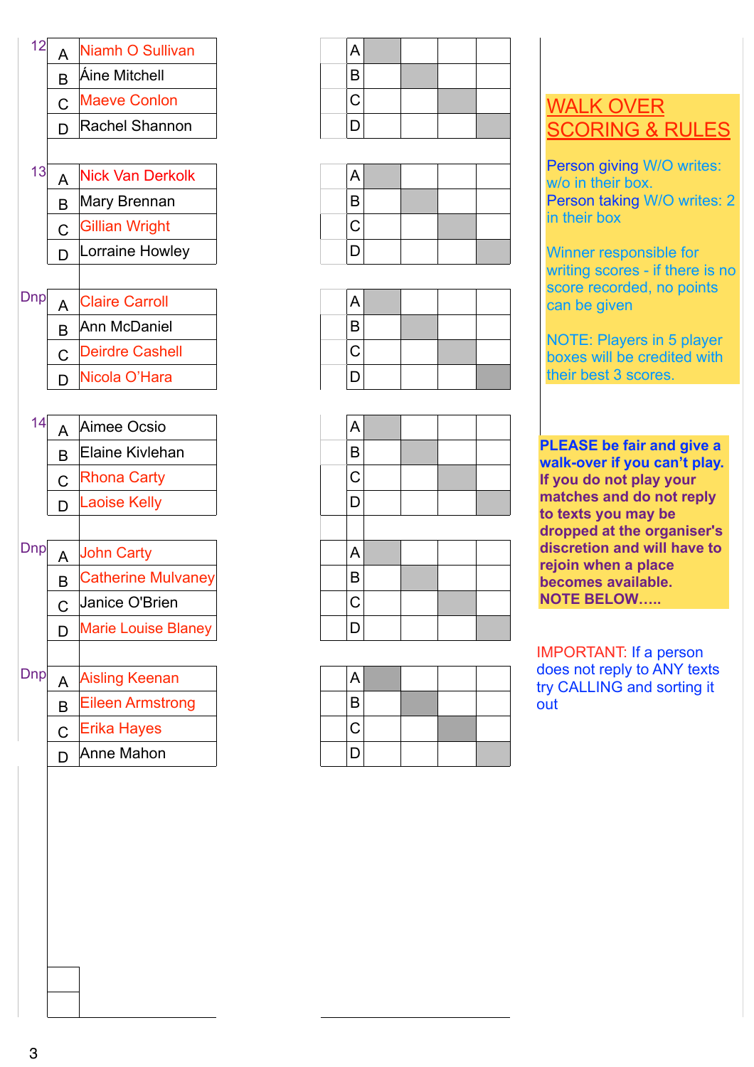| Box | | Player |
|---|---|---|
| 12 | A | Niamh O Sullivan |
| | B | Áine Mitchell |
| | C | Maeve Conlon |
| | D | Rachel Shannon |

| | A | B | C | D |
|---|---|---|---|---|
| A | | | | |
| B | | | | |
| C | | | | |
| D | | | | |

| Box | | Player |
|---|---|---|
| 13 | A | Nick Van Derkolk |
| | B | Mary Brennan |
| | C | Gillian Wright |
| | D | Lorraine Howley |

| | A | B | C | D |
|---|---|---|---|---|
| A | | | | |
| B | | | | |
| C | | | | |
| D | | | | |

| Box | | Player |
|---|---|---|
| Dnp | A | Claire Carroll |
| | B | Ann McDaniel |
| | C | Deirdre Cashell |
| | D | Nicola O'Hara |

| | A | B | C | D |
|---|---|---|---|---|
| A | | | | |
| B | | | | |
| C | | | | |
| D | | | | |

| Box | | Player |
|---|---|---|
| 14 | A | Aimee Ocsio |
| | B | Elaine Kivlehan |
| | C | Rhona Carty |
| | D | Laoise Kelly |

| | A | B | C | D |
|---|---|---|---|---|
| A | | | | |
| B | | | | |
| C | | | | |
| D | | | | |

| Box | | Player |
|---|---|---|
| Dnp | A | John Carty |
| | B | Catherine Mulvaney |
| | C | Janice O'Brien |
| | D | Marie Louise Blaney |

| | A | B | C | D |
|---|---|---|---|---|
| A | | | | |
| B | | | | |
| C | | | | |
| D | | | | |

| Box | | Player |
|---|---|---|
| Dnp | A | Aisling Keenan |
| | B | Eileen Armstrong |
| | C | Erika Hayes |
| | D | Anne Mahon |

| | A | B | C | D |
|---|---|---|---|---|
| A | | | | |
| B | | | | |
| C | | | | |
| D | | | | |

## WALK OVER SCORING & RULES

Person giving W/O writes: w/o in their box.
Person taking W/O writes: 2 in their box

Winner responsible for writing scores - if there is no score recorded, no points can be given

NOTE: Players in 5 player boxes will be credited with their best 3 scores.

**PLEASE be fair and give a walk-over if you can't play. If you do not play your matches and do not reply to texts you may be dropped at the organiser's discretion and will have to rejoin when a place becomes available. NOTE BELOW…..**

IMPORTANT: If a person does not reply to ANY texts try CALLING and sorting it out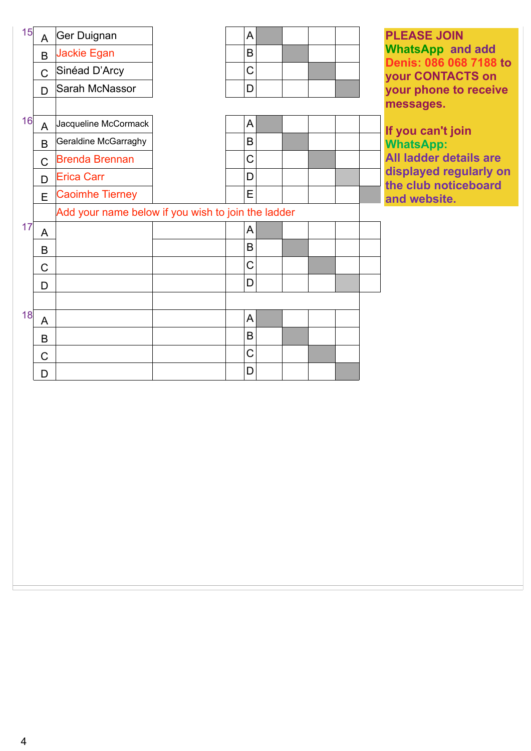| | | | | | | | | | |
|---|---|---|---|---|---|---|---|---|---|
| 15 | A | Ger Duignan | | | A | | | | |
| | B | Jackie Egan | | | B | | | | |
| | C | Sinéad D'Arcy | | | C | | | | |
| | D | Sarah McNassor | | | D | | | | |
| | | | | | | | | | |
| 16 | A | Jacqueline McCormack | | | A | | | | |
| | B | Geraldine McGarraghy | | | B | | | | |
| | C | Brenda Brennan | | | C | | | | |
| | D | Erica Carr | | | D | | | | |
| | E | Caoimhe Tierney | | | E | | | | |
| | | Add your name below if you wish to join the ladder | | | | | | | |
| 17 | A | | | | A | | | | |
| | B | | | | B | | | | |
| | C | | | | C | | | | |
| | D | | | | D | | | | |
| | | | | | | | | | |
| 18 | A | | | | A | | | | |
| | B | | | | B | | | | |
| | C | | | | C | | | | |
| | D | | | | D | | | | |

**PLEASE JOIN WhatsApp and add Denis: 086 068 7188 to your CONTACTS on your phone to receive messages.**

**If you can't join WhatsApp:**
**All ladder details are displayed regularly on the club noticeboard and website.**